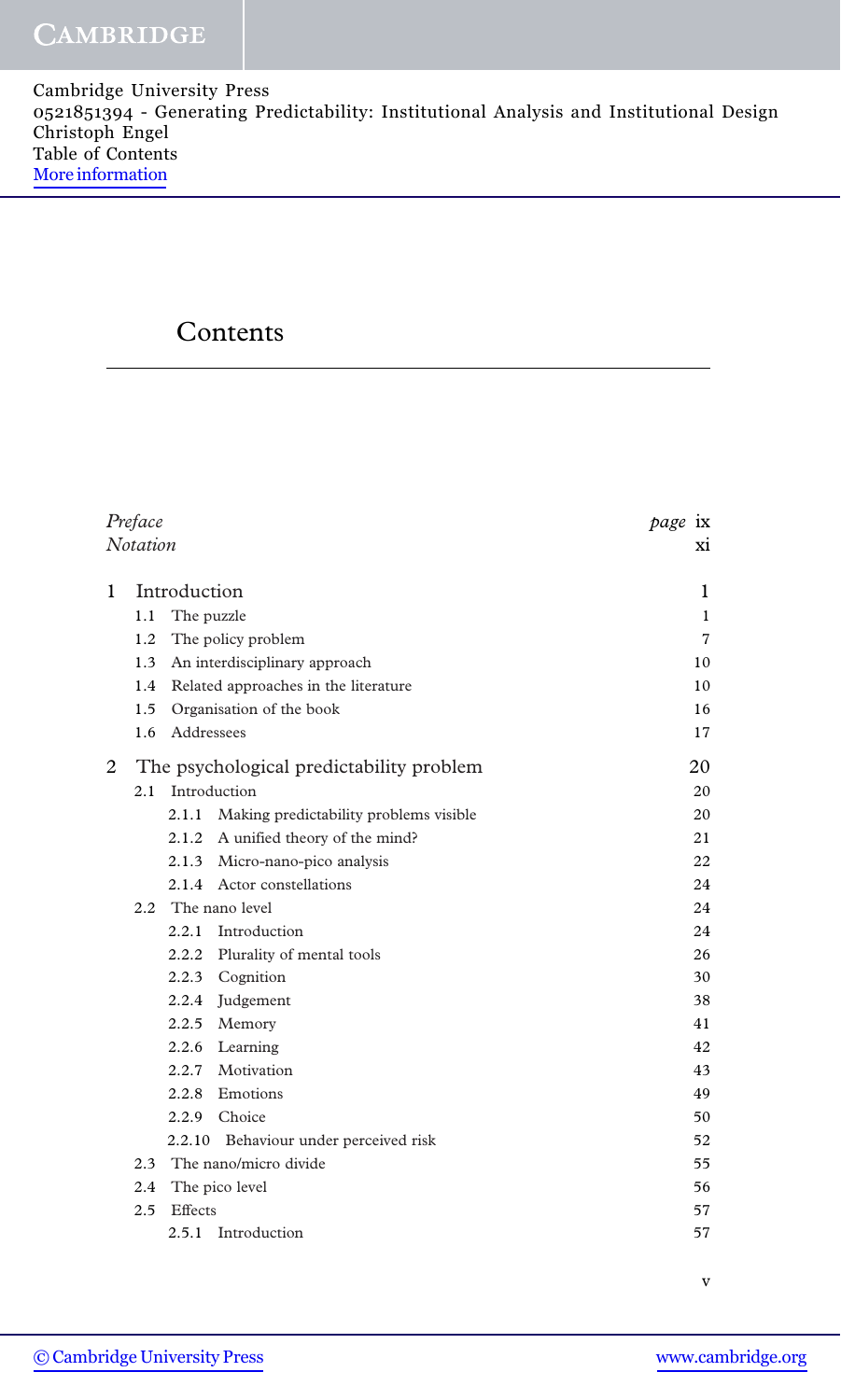Cambridge University Press
0521851394 - Generating Predictability: Institutional Analysis and Institutional Design
Christoph Engel
Table of Contents
More information

# Contents

| | | |
|---|---|---|
| *Preface* | | *page* ix |
| *Notation* | | xi |
| **1** | **Introduction** | **1** |
| 1.1 | The puzzle | 1 |
| 1.2 | The policy problem | 7 |
| 1.3 | An interdisciplinary approach | 10 |
| 1.4 | Related approaches in the literature | 10 |
| 1.5 | Organisation of the book | 16 |
| 1.6 | Addressees | 17 |
| **2** | **The psychological predictability problem** | **20** |
| 2.1 | Introduction | 20 |
| 2.1.1 | Making predictability problems visible | 20 |
| 2.1.2 | A unified theory of the mind? | 21 |
| 2.1.3 | Micro-nano-pico analysis | 22 |
| 2.1.4 | Actor constellations | 24 |
| 2.2 | The nano level | 24 |
| 2.2.1 | Introduction | 24 |
| 2.2.2 | Plurality of mental tools | 26 |
| 2.2.3 | Cognition | 30 |
| 2.2.4 | Judgement | 38 |
| 2.2.5 | Memory | 41 |
| 2.2.6 | Learning | 42 |
| 2.2.7 | Motivation | 43 |
| 2.2.8 | Emotions | 49 |
| 2.2.9 | Choice | 50 |
| 2.2.10 | Behaviour under perceived risk | 52 |
| 2.3 | The nano/micro divide | 55 |
| 2.4 | The pico level | 56 |
| 2.5 | Effects | 57 |
| 2.5.1 | Introduction | 57 |

© Cambridge University Press www.cambridge.org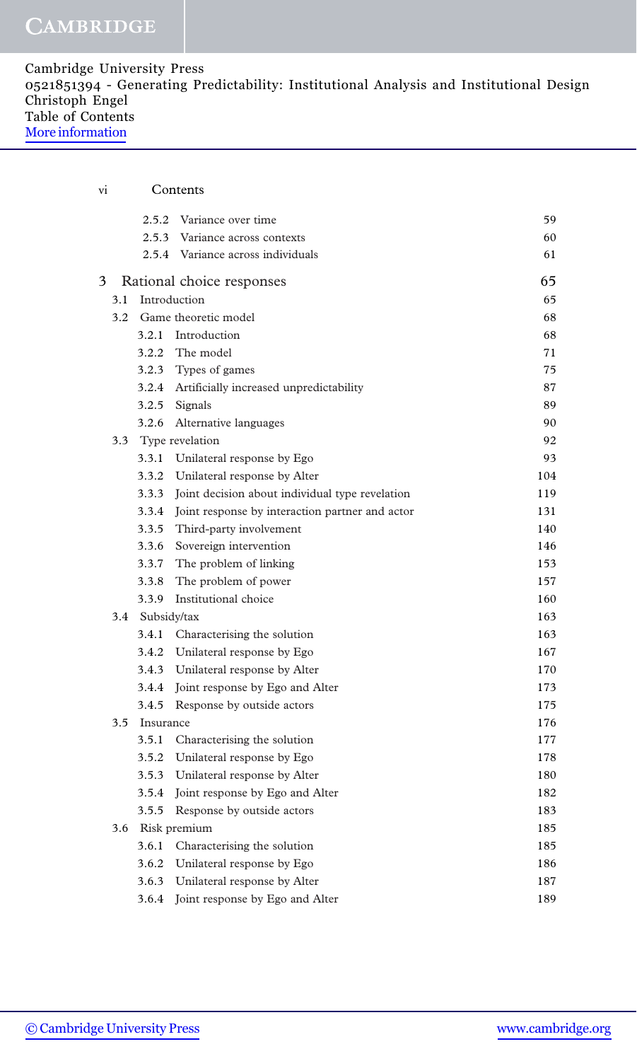| | | |
|---|---|---|
| 2.5.2 | Variance over time | 59 |
| 2.5.3 | Variance across contexts | 60 |
| 2.5.4 | Variance across individuals | 61 |
| **3** | **Rational choice responses** | **65** |
| 3.1 | Introduction | 65 |
| 3.2 | Game theoretic model | 68 |
| 3.2.1 | Introduction | 68 |
| 3.2.2 | The model | 71 |
| 3.2.3 | Types of games | 75 |
| 3.2.4 | Artificially increased unpredictability | 87 |
| 3.2.5 | Signals | 89 |
| 3.2.6 | Alternative languages | 90 |
| 3.3 | Type revelation | 92 |
| 3.3.1 | Unilateral response by Ego | 93 |
| 3.3.2 | Unilateral response by Alter | 104 |
| 3.3.3 | Joint decision about individual type revelation | 119 |
| 3.3.4 | Joint response by interaction partner and actor | 131 |
| 3.3.5 | Third-party involvement | 140 |
| 3.3.6 | Sovereign intervention | 146 |
| 3.3.7 | The problem of linking | 153 |
| 3.3.8 | The problem of power | 157 |
| 3.3.9 | Institutional choice | 160 |
| 3.4 | Subsidy/tax | 163 |
| 3.4.1 | Characterising the solution | 163 |
| 3.4.2 | Unilateral response by Ego | 167 |
| 3.4.3 | Unilateral response by Alter | 170 |
| 3.4.4 | Joint response by Ego and Alter | 173 |
| 3.4.5 | Response by outside actors | 175 |
| 3.5 | Insurance | 176 |
| 3.5.1 | Characterising the solution | 177 |
| 3.5.2 | Unilateral response by Ego | 178 |
| 3.5.3 | Unilateral response by Alter | 180 |
| 3.5.4 | Joint response by Ego and Alter | 182 |
| 3.5.5 | Response by outside actors | 183 |
| 3.6 | Risk premium | 185 |
| 3.6.1 | Characterising the solution | 185 |
| 3.6.2 | Unilateral response by Ego | 186 |
| 3.6.3 | Unilateral response by Alter | 187 |
| 3.6.4 | Joint response by Ego and Alter | 189 |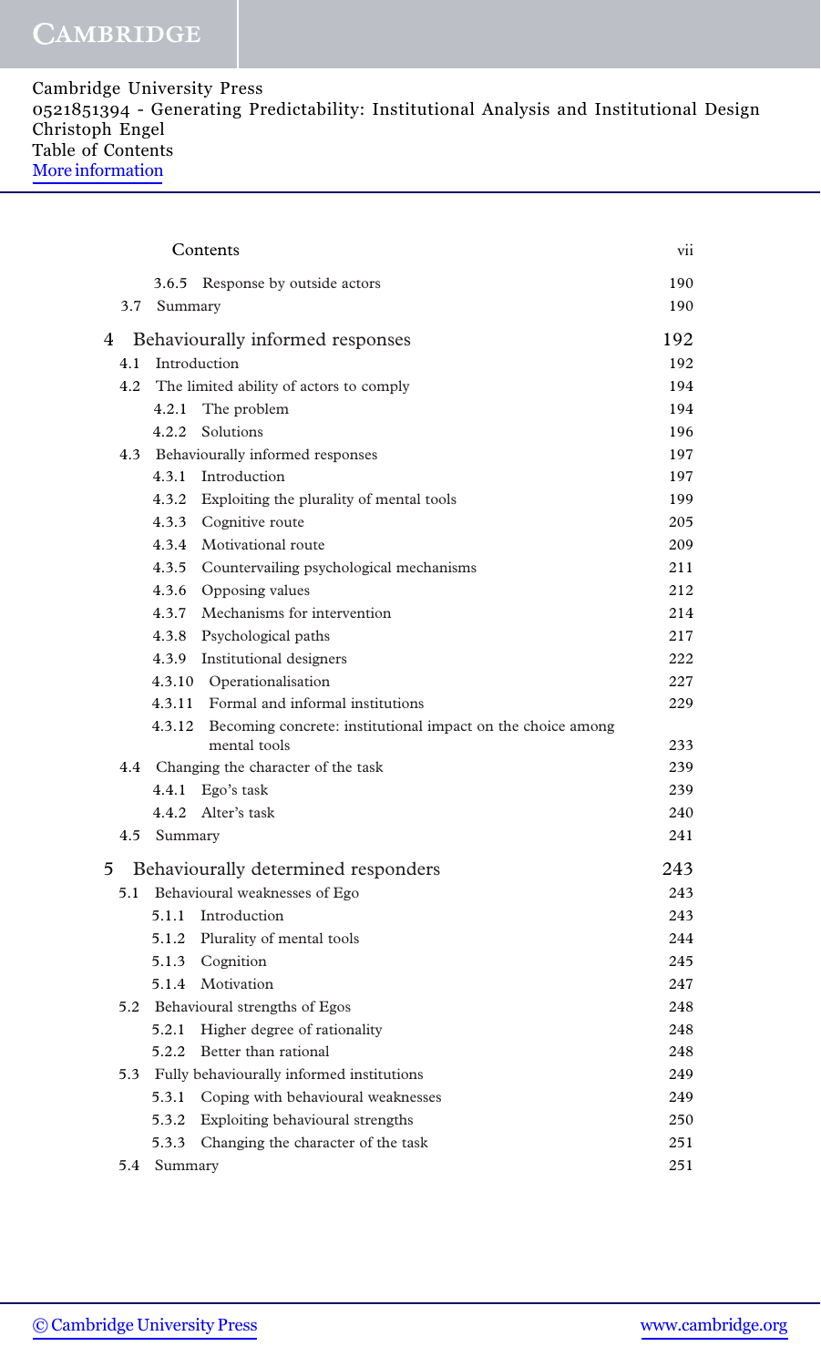Cambridge University Press
0521851394 - Generating Predictability: Institutional Analysis and Institutional Design
Christoph Engel
Table of Contents
More information

Contents

| | |
|---|---|
| 3.6.5 Response by outside actors | 190 |
| 3.7 Summary | 190 |
| **4 Behaviourally informed responses** | **192** |
| 4.1 Introduction | 192 |
| 4.2 The limited ability of actors to comply | 194 |
| 4.2.1 The problem | 194 |
| 4.2.2 Solutions | 196 |
| 4.3 Behaviourally informed responses | 197 |
| 4.3.1 Introduction | 197 |
| 4.3.2 Exploiting the plurality of mental tools | 199 |
| 4.3.3 Cognitive route | 205 |
| 4.3.4 Motivational route | 209 |
| 4.3.5 Countervailing psychological mechanisms | 211 |
| 4.3.6 Opposing values | 212 |
| 4.3.7 Mechanisms for intervention | 214 |
| 4.3.8 Psychological paths | 217 |
| 4.3.9 Institutional designers | 222 |
| 4.3.10 Operationalisation | 227 |
| 4.3.11 Formal and informal institutions | 229 |
| 4.3.12 Becoming concrete: institutional impact on the choice among mental tools | 233 |
| 4.4 Changing the character of the task | 239 |
| 4.4.1 Ego's task | 239 |
| 4.4.2 Alter's task | 240 |
| 4.5 Summary | 241 |
| **5 Behaviourally determined responders** | **243** |
| 5.1 Behavioural weaknesses of Ego | 243 |
| 5.1.1 Introduction | 243 |
| 5.1.2 Plurality of mental tools | 244 |
| 5.1.3 Cognition | 245 |
| 5.1.4 Motivation | 247 |
| 5.2 Behavioural strengths of Egos | 248 |
| 5.2.1 Higher degree of rationality | 248 |
| 5.2.2 Better than rational | 248 |
| 5.3 Fully behaviourally informed institutions | 249 |
| 5.3.1 Coping with behavioural weaknesses | 249 |
| 5.3.2 Exploiting behavioural strengths | 250 |
| 5.3.3 Changing the character of the task | 251 |
| 5.4 Summary | 251 |

© Cambridge University Press www.cambridge.org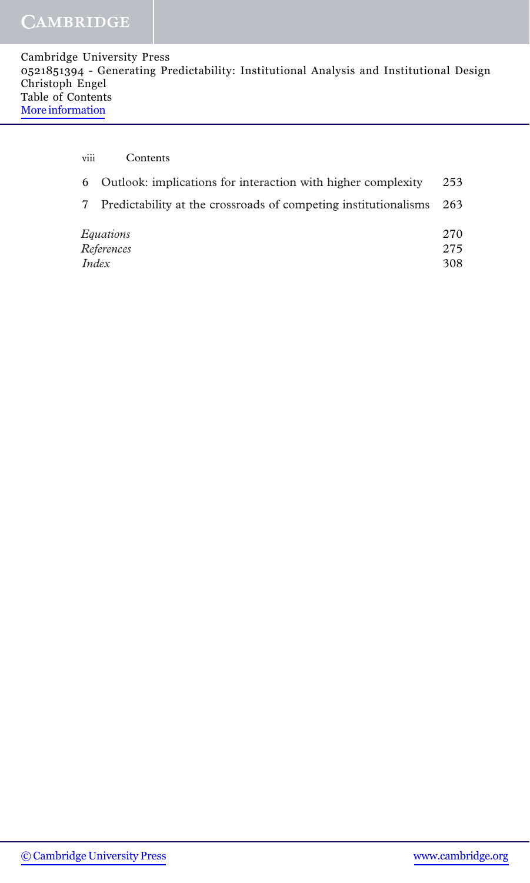| | | |
|---|---|---|
| 6 | Outlook: implications for interaction with higher complexity | 253 |
| 7 | Predictability at the crossroads of competing institutionalisms | 263 |
| | *Equations* | 270 |
| | *References* | 275 |
| | *Index* | 308 |